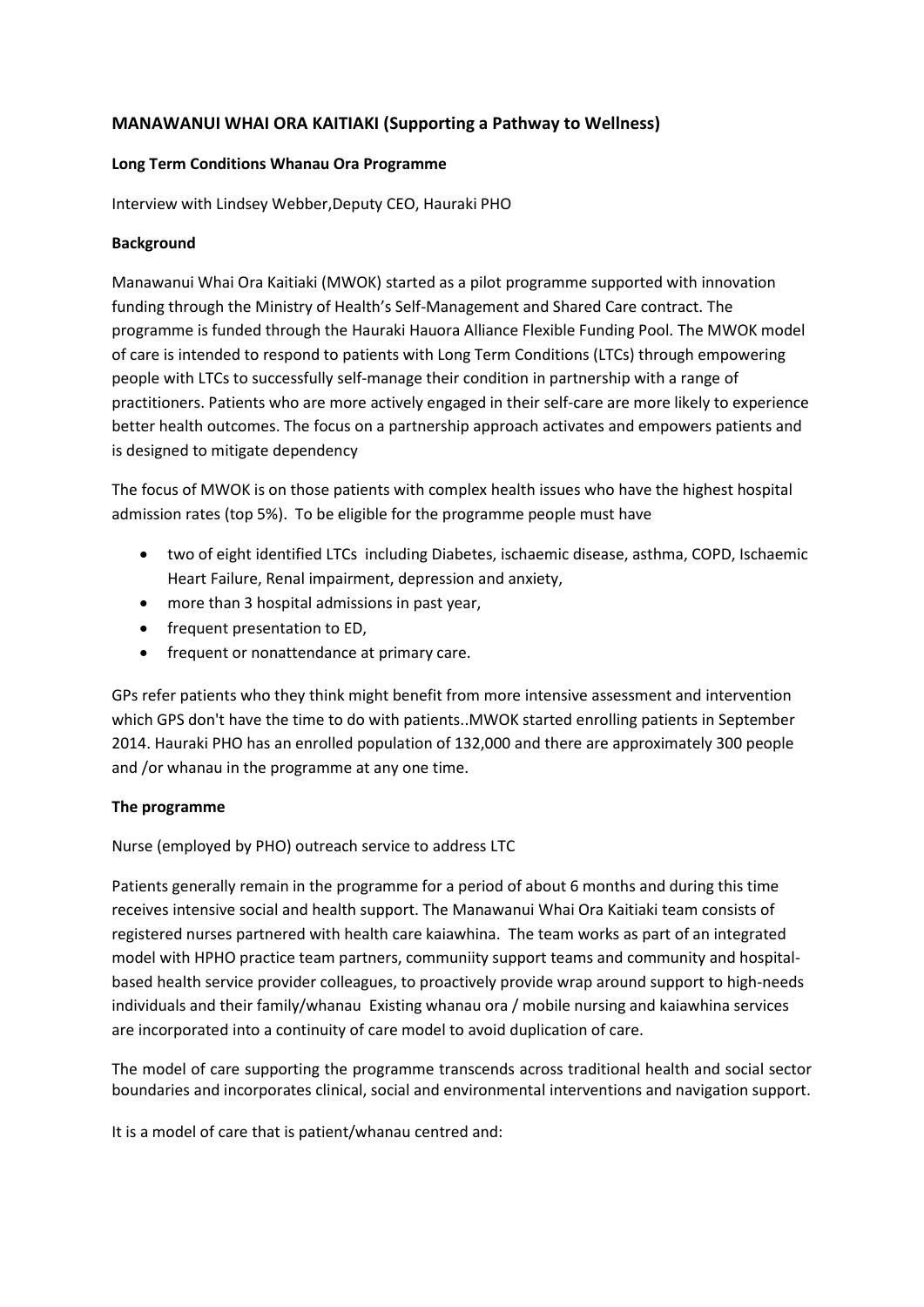## MANAWANUI WHAI ORA KAITIAKI (Supporting a Pathway to Wellness)

### Long Term Conditions Whanau Ora Programme

Interview with Lindsey Webber,Deputy CEO, Hauraki PHO

### Background

Manawanui Whai Ora Kaitiaki (MWOK) started as a pilot programme supported with innovation funding through the Ministry of Health's Self-Management and Shared Care contract. The programme is funded through the Hauraki Hauora Alliance Flexible Funding Pool. The MWOK model of care is intended to respond to patients with Long Term Conditions (LTCs) through empowering people with LTCs to successfully self-manage their condition in partnership with a range of practitioners. Patients who are more actively engaged in their self-care are more likely to experience better health outcomes. The focus on a partnership approach activates and empowers patients and is designed to mitigate dependency

The focus of MWOK is on those patients with complex health issues who have the highest hospital admission rates (top 5%). To be eligible for the programme people must have

- two of eight identified LTCs including Diabetes, ischaemic disease, asthma, COPD, Ischaemic Heart Failure, Renal impairment, depression and anxiety,
- more than 3 hospital admissions in past year,
- frequent presentation to ED,
- frequent or nonattendance at primary care.

GPs refer patients who they think might benefit from more intensive assessment and intervention which GPS don't have the time to do with patients..MWOK started enrolling patients in September 2014. Hauraki PHO has an enrolled population of 132,000 and there are approximately 300 people and /or whanau in the programme at any one time.

### The programme

Nurse (employed by PHO) outreach service to address LTC

Patients generally remain in the programme for a period of about 6 months and during this time receives intensive social and health support. The Manawanui Whai Ora Kaitiaki team consists of registered nurses partnered with health care kaiawhina. The team works as part of an integrated model with HPHO practice team partners, communiity support teams and community and hospital-based health service provider colleagues, to proactively provide wrap around support to high-needs individuals and their family/whanau Existing whanau ora / mobile nursing and kaiawhina services are incorporated into a continuity of care model to avoid duplication of care.

The model of care supporting the programme transcends across traditional health and social sector boundaries and incorporates clinical, social and environmental interventions and navigation support.

It is a model of care that is patient/whanau centred and: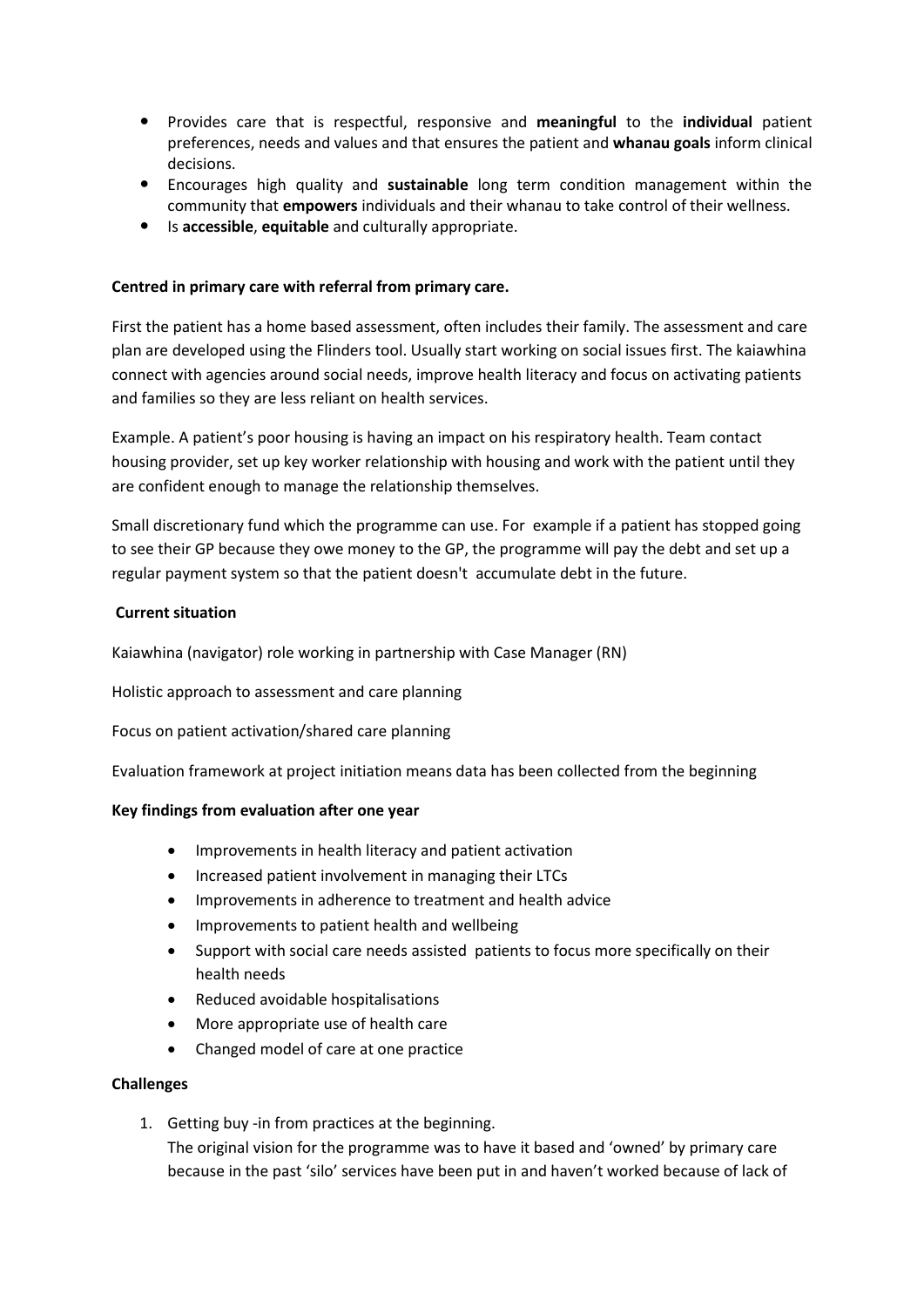- Provides care that is respectful, responsive and **meaningful** to the **individual** patient preferences, needs and values and that ensures the patient and **whanau goals** inform clinical decisions.
- Encourages high quality and **sustainable** long term condition management within the community that **empowers** individuals and their whanau to take control of their wellness.
- Is **accessible**, **equitable** and culturally appropriate.

**Centred in primary care with referral from primary care.**

First the patient has a home based assessment, often includes their family. The assessment and care plan are developed using the Flinders tool. Usually start working on social issues first. The kaiawhina connect with agencies around social needs, improve health literacy and focus on activating patients and families so they are less reliant on health services.

Example. A patient's poor housing is having an impact on his respiratory health. Team contact housing provider, set up key worker relationship with housing and work with the patient until they are confident enough to manage the relationship themselves.

Small discretionary fund which the programme can use. For example if a patient has stopped going to see their GP because they owe money to the GP, the programme will pay the debt and set up a regular payment system so that the patient doesn't accumulate debt in the future.

**Current situation**

Kaiawhina (navigator) role working in partnership with Case Manager (RN)

Holistic approach to assessment and care planning

Focus on patient activation/shared care planning

Evaluation framework at project initiation means data has been collected from the beginning

**Key findings from evaluation after one year**

- Improvements in health literacy and patient activation
- Increased patient involvement in managing their LTCs
- Improvements in adherence to treatment and health advice
- Improvements to patient health and wellbeing
- Support with social care needs assisted patients to focus more specifically on their health needs
- Reduced avoidable hospitalisations
- More appropriate use of health care
- Changed model of care at one practice

**Challenges**

1. Getting buy -in from practices at the beginning.
   The original vision for the programme was to have it based and 'owned' by primary care because in the past 'silo' services have been put in and haven't worked because of lack of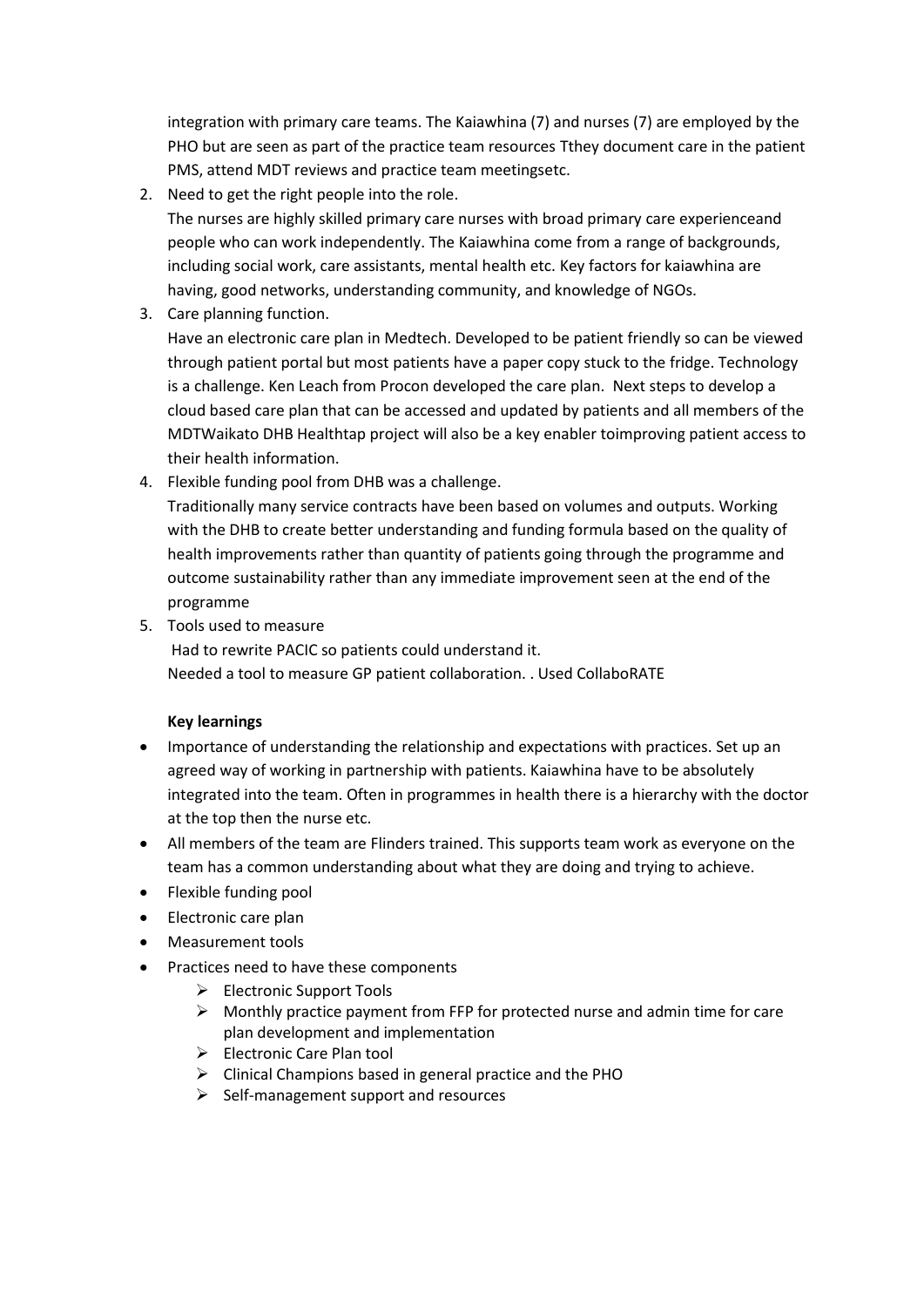integration with primary care teams. The Kaiawhina (7) and nurses (7) are employed by the PHO but are seen as part of the practice team resources Tthey document care in the patient PMS, attend MDT reviews and practice team meetingsetc.

2. Need to get the right people into the role.
   The nurses are highly skilled primary care nurses with broad primary care experienceand people who can work independently. The Kaiawhina come from a range of backgrounds, including social work, care assistants, mental health etc. Key factors for kaiawhina are having, good networks, understanding community, and knowledge of NGOs.
3. Care planning function.
   Have an electronic care plan in Medtech. Developed to be patient friendly so can be viewed through patient portal but most patients have a paper copy stuck to the fridge. Technology is a challenge. Ken Leach from Procon developed the care plan. Next steps to develop a cloud based care plan that can be accessed and updated by patients and all members of the MDTWaikato DHB Healthtap project will also be a key enabler toimproving patient access to their health information.
4. Flexible funding pool from DHB was a challenge.
   Traditionally many service contracts have been based on volumes and outputs. Working with the DHB to create better understanding and funding formula based on the quality of health improvements rather than quantity of patients going through the programme and outcome sustainability rather than any immediate improvement seen at the end of the programme
5. Tools used to measure
   Had to rewrite PACIC so patients could understand it.
   Needed a tool to measure GP patient collaboration. . Used CollaboRATE

**Key learnings**

- Importance of understanding the relationship and expectations with practices. Set up an agreed way of working in partnership with patients. Kaiawhina have to be absolutely integrated into the team. Often in programmes in health there is a hierarchy with the doctor at the top then the nurse etc.
- All members of the team are Flinders trained. This supports team work as everyone on the team has a common understanding about what they are doing and trying to achieve.
- Flexible funding pool
- Electronic care plan
- Measurement tools
- Practices need to have these components
  - Electronic Support Tools
  - Monthly practice payment from FFP for protected nurse and admin time for care plan development and implementation
  - Electronic Care Plan tool
  - Clinical Champions based in general practice and the PHO
  - Self-management support and resources